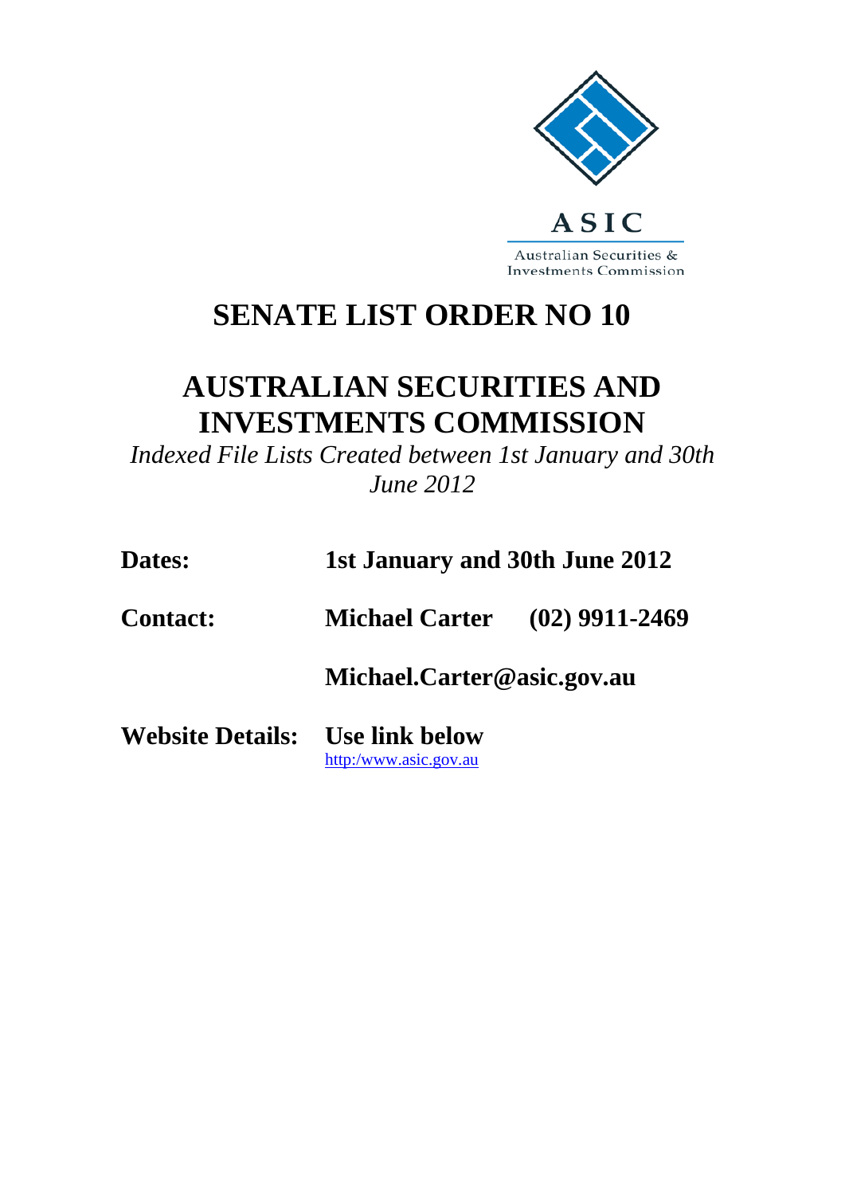ASIC

Australian Securities & Investments Commission

# SENATE LIST ORDER NO 10

# AUSTRALIAN SECURITIES AND INVESTMENTS COMMISSION

*Indexed File Lists Created between 1st January and 30th June 2012*

**Dates:** **1st January and 30th June 2012**

**Contact:** **Michael Carter (02) 9911-2469**

**Michael.Carter@asic.gov.au**

**Website Details:** **Use link below**

http:/www.asic.gov.au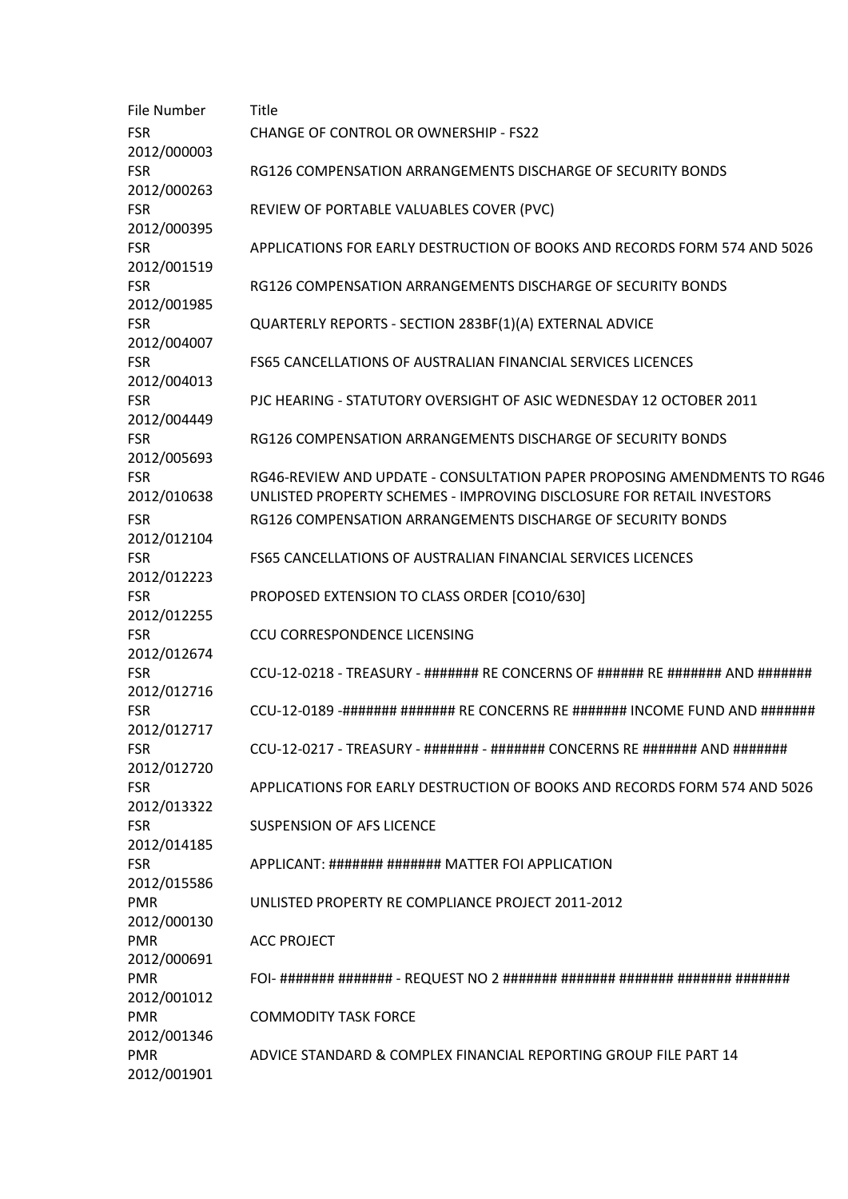| File Number | Title |
| --- | --- |
| FSR 2012/000003 | CHANGE OF CONTROL OR OWNERSHIP - FS22 |
| FSR 2012/000263 | RG126 COMPENSATION ARRANGEMENTS DISCHARGE OF SECURITY BONDS |
| FSR 2012/000395 | REVIEW OF PORTABLE VALUABLES COVER (PVC) |
| FSR 2012/001519 | APPLICATIONS FOR EARLY DESTRUCTION OF BOOKS AND RECORDS FORM 574 AND 5026 |
| FSR 2012/001985 | RG126 COMPENSATION ARRANGEMENTS DISCHARGE OF SECURITY BONDS |
| FSR 2012/004007 | QUARTERLY REPORTS - SECTION 283BF(1)(A) EXTERNAL ADVICE |
| FSR 2012/004013 | FS65 CANCELLATIONS OF AUSTRALIAN FINANCIAL SERVICES LICENCES |
| FSR 2012/004449 | PJC HEARING - STATUTORY OVERSIGHT OF ASIC WEDNESDAY 12 OCTOBER 2011 |
| FSR 2012/005693 | RG126 COMPENSATION ARRANGEMENTS DISCHARGE OF SECURITY BONDS |
| FSR 2012/010638 | RG46-REVIEW AND UPDATE - CONSULTATION PAPER PROPOSING AMENDMENTS TO RG46 UNLISTED PROPERTY SCHEMES - IMPROVING DISCLOSURE FOR RETAIL INVESTORS |
| FSR 2012/012104 | RG126 COMPENSATION ARRANGEMENTS DISCHARGE OF SECURITY BONDS |
| FSR 2012/012223 | FS65 CANCELLATIONS OF AUSTRALIAN FINANCIAL SERVICES LICENCES |
| FSR 2012/012255 | PROPOSED EXTENSION TO CLASS ORDER [CO10/630] |
| FSR 2012/012674 | CCU CORRESPONDENCE LICENSING |
| FSR 2012/012716 | CCU-12-0218 - TREASURY - ####### RE CONCERNS OF ###### RE ####### AND ####### |
| FSR 2012/012717 | CCU-12-0189 -####### ####### RE CONCERNS RE ####### INCOME FUND AND ####### |
| FSR 2012/012720 | CCU-12-0217 - TREASURY - ####### - ####### CONCERNS RE ####### AND ####### |
| FSR 2012/013322 | APPLICATIONS FOR EARLY DESTRUCTION OF BOOKS AND RECORDS FORM 574 AND 5026 |
| FSR 2012/014185 | SUSPENSION OF AFS LICENCE |
| FSR 2012/015586 | APPLICANT: ####### ####### MATTER FOI APPLICATION |
| PMR 2012/000130 | UNLISTED PROPERTY RE COMPLIANCE PROJECT 2011-2012 |
| PMR 2012/000691 | ACC PROJECT |
| PMR 2012/001012 | FOI- ####### ####### - REQUEST NO 2 ####### ####### ####### ####### ####### |
| PMR 2012/001346 | COMMODITY TASK FORCE |
| PMR 2012/001901 | ADVICE STANDARD & COMPLEX FINANCIAL REPORTING GROUP FILE PART 14 |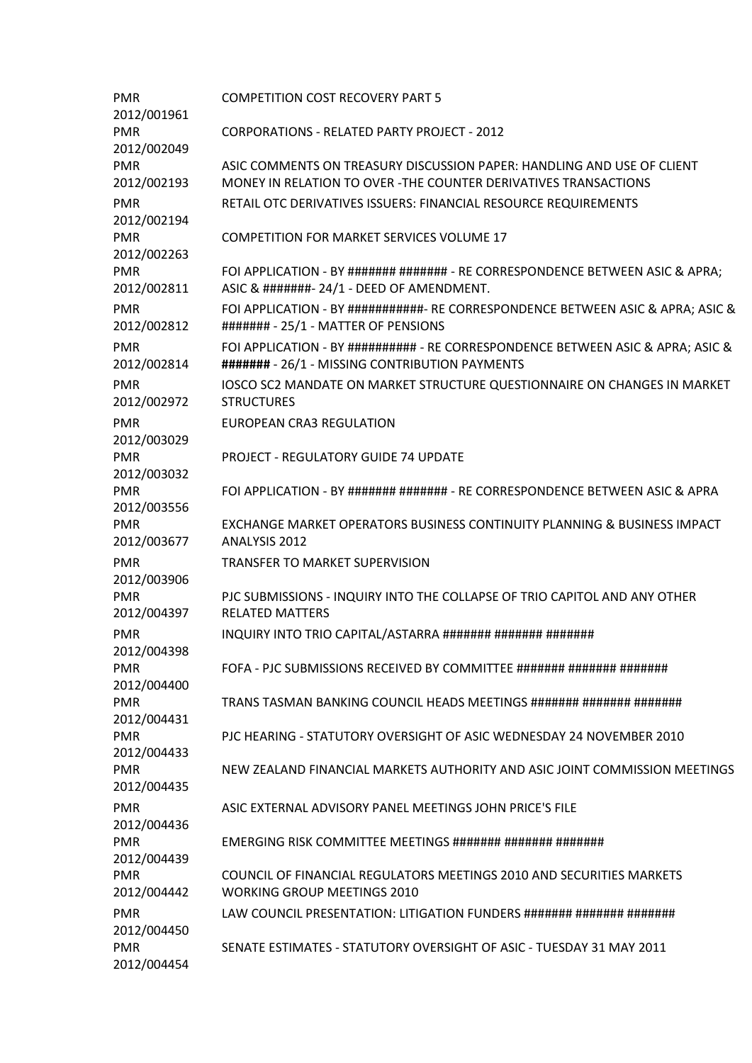| | |
|---|---|
| PMR 2012/001961 | COMPETITION COST RECOVERY PART 5 |
| PMR 2012/002049 | CORPORATIONS - RELATED PARTY PROJECT - 2012 |
| PMR 2012/002193 | ASIC COMMENTS ON TREASURY DISCUSSION PAPER: HANDLING AND USE OF CLIENT MONEY IN RELATION TO OVER -THE COUNTER DERIVATIVES TRANSACTIONS |
| PMR 2012/002194 | RETAIL OTC DERIVATIVES ISSUERS: FINANCIAL RESOURCE REQUIREMENTS |
| PMR 2012/002263 | COMPETITION FOR MARKET SERVICES VOLUME 17 |
| PMR 2012/002811 | FOI APPLICATION - BY ####### ####### - RE CORRESPONDENCE BETWEEN ASIC & APRA; ASIC & #######- 24/1 - DEED OF AMENDMENT. |
| PMR 2012/002812 | FOI APPLICATION - BY ###########- RE CORRESPONDENCE BETWEEN ASIC & APRA; ASIC & ####### - 25/1 - MATTER OF PENSIONS |
| PMR 2012/002814 | FOI APPLICATION - BY ########## - RE CORRESPONDENCE BETWEEN ASIC & APRA; ASIC & **#######** - 26/1 - MISSING CONTRIBUTION PAYMENTS |
| PMR 2012/002972 | IOSCO SC2 MANDATE ON MARKET STRUCTURE QUESTIONNAIRE ON CHANGES IN MARKET STRUCTURES |
| PMR 2012/003029 | EUROPEAN CRA3 REGULATION |
| PMR 2012/003032 | PROJECT - REGULATORY GUIDE 74 UPDATE |
| PMR 2012/003556 | FOI APPLICATION - BY ####### ####### - RE CORRESPONDENCE BETWEEN ASIC & APRA |
| PMR 2012/003677 | EXCHANGE MARKET OPERATORS BUSINESS CONTINUITY PLANNING & BUSINESS IMPACT ANALYSIS 2012 |
| PMR 2012/003906 | TRANSFER TO MARKET SUPERVISION |
| PMR 2012/004397 | PJC SUBMISSIONS - INQUIRY INTO THE COLLAPSE OF TRIO CAPITOL AND ANY OTHER RELATED MATTERS |
| PMR 2012/004398 | INQUIRY INTO TRIO CAPITAL/ASTARRA ####### ####### ####### |
| PMR 2012/004400 | FOFA - PJC SUBMISSIONS RECEIVED BY COMMITTEE ####### ####### ####### |
| PMR 2012/004431 | TRANS TASMAN BANKING COUNCIL HEADS MEETINGS ####### ####### ####### |
| PMR 2012/004433 | PJC HEARING - STATUTORY OVERSIGHT OF ASIC WEDNESDAY 24 NOVEMBER 2010 |
| PMR 2012/004435 | NEW ZEALAND FINANCIAL MARKETS AUTHORITY AND ASIC JOINT COMMISSION MEETINGS |
| PMR 2012/004436 | ASIC EXTERNAL ADVISORY PANEL MEETINGS JOHN PRICE'S FILE |
| PMR 2012/004439 | EMERGING RISK COMMITTEE MEETINGS ####### ####### ####### |
| PMR 2012/004442 | COUNCIL OF FINANCIAL REGULATORS MEETINGS 2010 AND SECURITIES MARKETS WORKING GROUP MEETINGS 2010 |
| PMR 2012/004450 | LAW COUNCIL PRESENTATION: LITIGATION FUNDERS ####### ####### ####### |
| PMR 2012/004454 | SENATE ESTIMATES - STATUTORY OVERSIGHT OF ASIC - TUESDAY 31 MAY 2011 |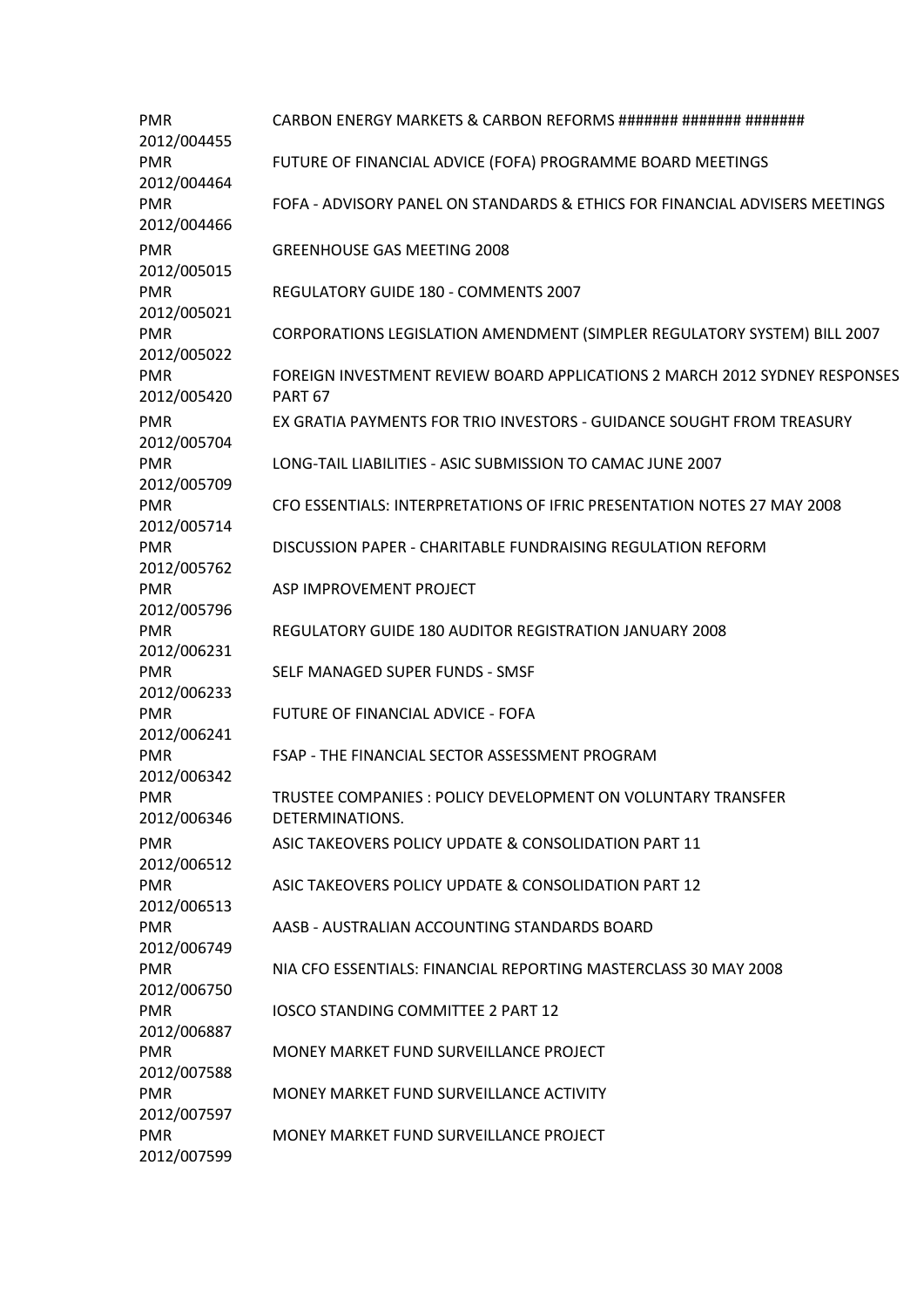| | |
|---|---|
| PMR 2012/004455 | CARBON ENERGY MARKETS & CARBON REFORMS ####### ####### ####### |
| PMR 2012/004464 | FUTURE OF FINANCIAL ADVICE (FOFA) PROGRAMME BOARD MEETINGS |
| PMR 2012/004466 | FOFA - ADVISORY PANEL ON STANDARDS & ETHICS FOR FINANCIAL ADVISERS MEETINGS |
| PMR 2012/005015 | GREENHOUSE GAS MEETING 2008 |
| PMR 2012/005021 | REGULATORY GUIDE 180 - COMMENTS 2007 |
| PMR 2012/005022 | CORPORATIONS LEGISLATION AMENDMENT (SIMPLER REGULATORY SYSTEM) BILL 2007 |
| PMR 2012/005420 | FOREIGN INVESTMENT REVIEW BOARD APPLICATIONS 2 MARCH 2012 SYDNEY RESPONSES PART 67 |
| PMR 2012/005704 | EX GRATIA PAYMENTS FOR TRIO INVESTORS - GUIDANCE SOUGHT FROM TREASURY |
| PMR 2012/005709 | LONG-TAIL LIABILITIES - ASIC SUBMISSION TO CAMAC JUNE 2007 |
| PMR 2012/005714 | CFO ESSENTIALS: INTERPRETATIONS OF IFRIC PRESENTATION NOTES 27 MAY 2008 |
| PMR 2012/005762 | DISCUSSION PAPER - CHARITABLE FUNDRAISING REGULATION REFORM |
| PMR 2012/005796 | ASP IMPROVEMENT PROJECT |
| PMR 2012/006231 | REGULATORY GUIDE 180 AUDITOR REGISTRATION JANUARY 2008 |
| PMR 2012/006233 | SELF MANAGED SUPER FUNDS - SMSF |
| PMR 2012/006241 | FUTURE OF FINANCIAL ADVICE - FOFA |
| PMR 2012/006342 | FSAP - THE FINANCIAL SECTOR ASSESSMENT PROGRAM |
| PMR 2012/006346 | TRUSTEE COMPANIES : POLICY DEVELOPMENT ON VOLUNTARY TRANSFER DETERMINATIONS. |
| PMR 2012/006512 | ASIC TAKEOVERS POLICY UPDATE & CONSOLIDATION PART 11 |
| PMR 2012/006513 | ASIC TAKEOVERS POLICY UPDATE & CONSOLIDATION PART 12 |
| PMR 2012/006749 | AASB - AUSTRALIAN ACCOUNTING STANDARDS BOARD |
| PMR 2012/006750 | NIA CFO ESSENTIALS: FINANCIAL REPORTING MASTERCLASS 30 MAY 2008 |
| PMR 2012/006887 | IOSCO STANDING COMMITTEE 2 PART 12 |
| PMR 2012/007588 | MONEY MARKET FUND SURVEILLANCE PROJECT |
| PMR 2012/007597 | MONEY MARKET FUND SURVEILLANCE ACTIVITY |
| PMR 2012/007599 | MONEY MARKET FUND SURVEILLANCE PROJECT |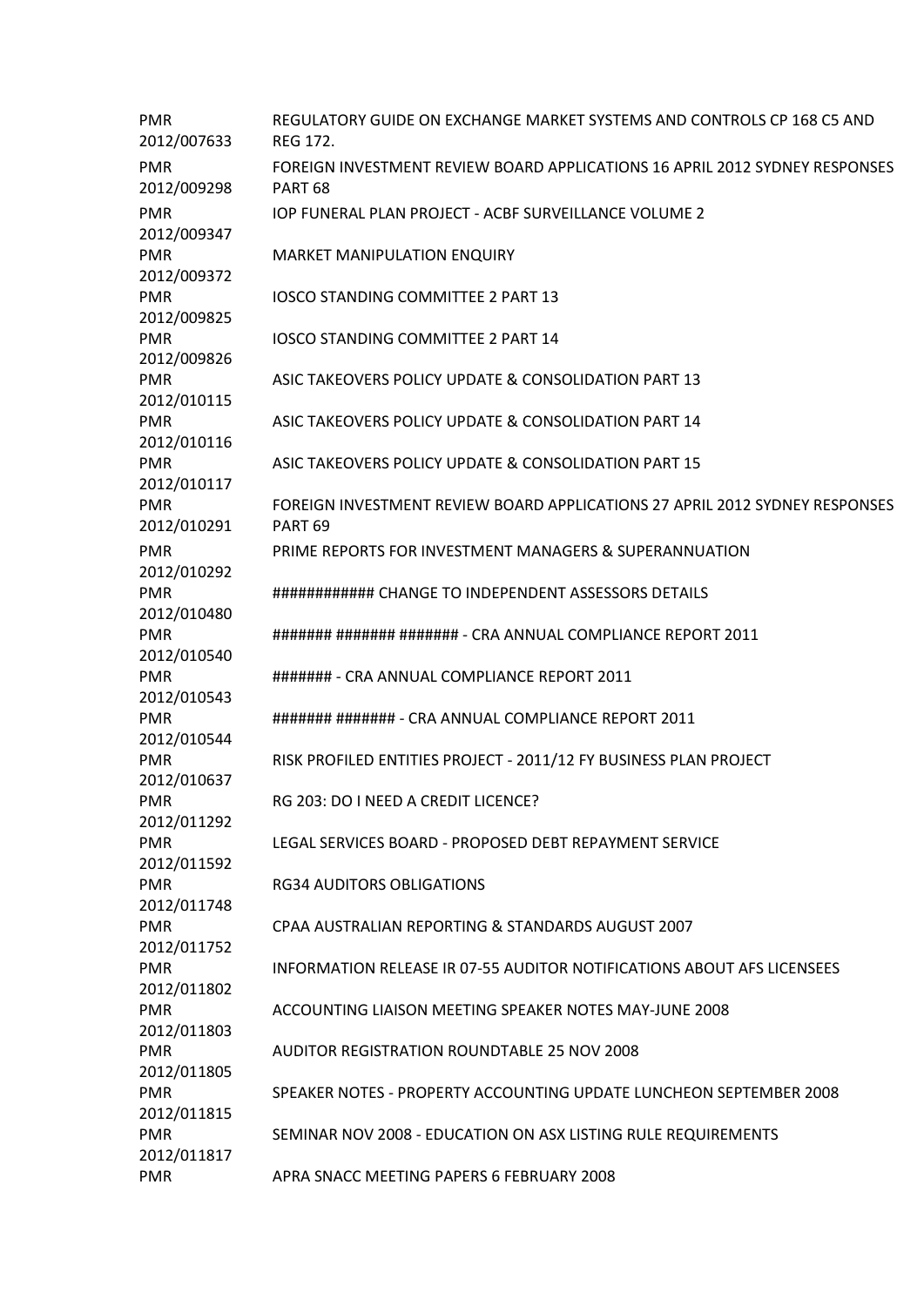| | |
|---|---|
| PMR 2012/007633 | REGULATORY GUIDE ON EXCHANGE MARKET SYSTEMS AND CONTROLS CP 168 C5 AND REG 172. |
| PMR 2012/009298 | FOREIGN INVESTMENT REVIEW BOARD APPLICATIONS 16 APRIL 2012 SYDNEY RESPONSES PART 68 |
| PMR 2012/009347 | IOP FUNERAL PLAN PROJECT - ACBF SURVEILLANCE VOLUME 2 |
| PMR 2012/009372 | MARKET MANIPULATION ENQUIRY |
| PMR 2012/009825 | IOSCO STANDING COMMITTEE 2 PART 13 |
| PMR 2012/009826 | IOSCO STANDING COMMITTEE 2 PART 14 |
| PMR 2012/010115 | ASIC TAKEOVERS POLICY UPDATE & CONSOLIDATION PART 13 |
| PMR 2012/010116 | ASIC TAKEOVERS POLICY UPDATE & CONSOLIDATION PART 14 |
| PMR 2012/010117 | ASIC TAKEOVERS POLICY UPDATE & CONSOLIDATION PART 15 |
| PMR 2012/010291 | FOREIGN INVESTMENT REVIEW BOARD APPLICATIONS 27 APRIL 2012 SYDNEY RESPONSES PART 69 |
| PMR 2012/010292 | PRIME REPORTS FOR INVESTMENT MANAGERS & SUPERANNUATION |
| PMR 2012/010480 | ############ CHANGE TO INDEPENDENT ASSESSORS DETAILS |
| PMR 2012/010540 | ####### ####### ####### - CRA ANNUAL COMPLIANCE REPORT 2011 |
| PMR 2012/010543 | ####### - CRA ANNUAL COMPLIANCE REPORT 2011 |
| PMR 2012/010544 | ####### ####### - CRA ANNUAL COMPLIANCE REPORT 2011 |
| PMR 2012/010637 | RISK PROFILED ENTITIES PROJECT - 2011/12 FY BUSINESS PLAN PROJECT |
| PMR 2012/011292 | RG 203: DO I NEED A CREDIT LICENCE? |
| PMR 2012/011592 | LEGAL SERVICES BOARD - PROPOSED DEBT REPAYMENT SERVICE |
| PMR 2012/011748 | RG34 AUDITORS OBLIGATIONS |
| PMR 2012/011752 | CPAA AUSTRALIAN REPORTING & STANDARDS AUGUST 2007 |
| PMR 2012/011802 | INFORMATION RELEASE IR 07-55 AUDITOR NOTIFICATIONS ABOUT AFS LICENSEES |
| PMR 2012/011803 | ACCOUNTING LIAISON MEETING SPEAKER NOTES MAY-JUNE 2008 |
| PMR 2012/011805 | AUDITOR REGISTRATION ROUNDTABLE 25 NOV 2008 |
| PMR 2012/011815 | SPEAKER NOTES - PROPERTY ACCOUNTING UPDATE LUNCHEON SEPTEMBER 2008 |
| PMR 2012/011817 | SEMINAR NOV 2008 - EDUCATION ON ASX LISTING RULE REQUIREMENTS |
| PMR | APRA SNACC MEETING PAPERS 6 FEBRUARY 2008 |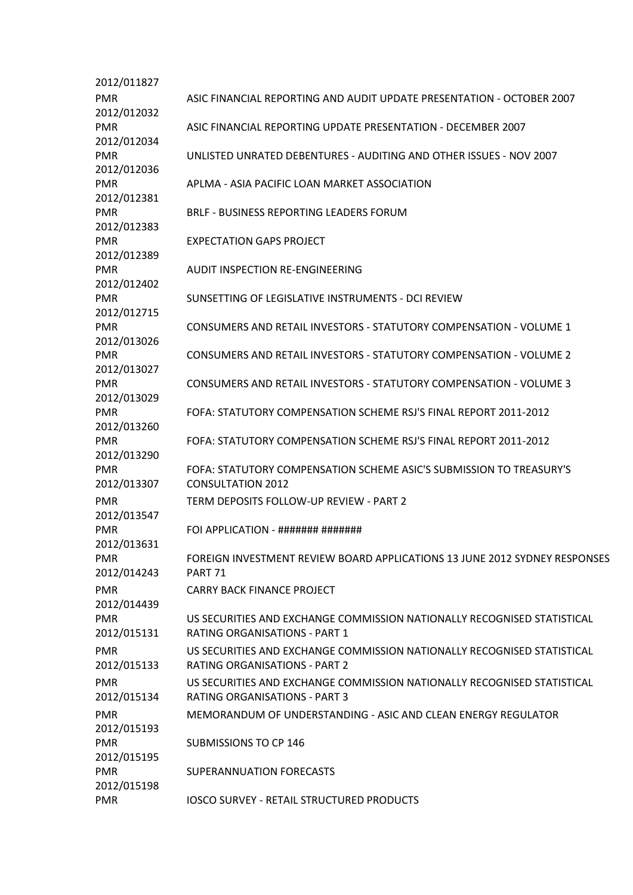2012/011827

| | |
|---|---|
| PMR 2012/012032 | ASIC FINANCIAL REPORTING AND AUDIT UPDATE PRESENTATION - OCTOBER 2007 |
| PMR 2012/012034 | ASIC FINANCIAL REPORTING UPDATE PRESENTATION - DECEMBER 2007 |
| PMR 2012/012036 | UNLISTED UNRATED DEBENTURES - AUDITING AND OTHER ISSUES - NOV 2007 |
| PMR 2012/012381 | APLMA - ASIA PACIFIC LOAN MARKET ASSOCIATION |
| PMR 2012/012383 | BRLF - BUSINESS REPORTING LEADERS FORUM |
| PMR 2012/012389 | EXPECTATION GAPS PROJECT |
| PMR 2012/012402 | AUDIT INSPECTION RE-ENGINEERING |
| PMR 2012/012715 | SUNSETTING OF LEGISLATIVE INSTRUMENTS - DCI REVIEW |
| PMR 2012/013026 | CONSUMERS AND RETAIL INVESTORS - STATUTORY COMPENSATION - VOLUME 1 |
| PMR 2012/013027 | CONSUMERS AND RETAIL INVESTORS - STATUTORY COMPENSATION - VOLUME 2 |
| PMR 2012/013029 | CONSUMERS AND RETAIL INVESTORS - STATUTORY COMPENSATION - VOLUME 3 |
| PMR 2012/013260 | FOFA: STATUTORY COMPENSATION SCHEME RSJ'S FINAL REPORT 2011-2012 |
| PMR 2012/013290 | FOFA: STATUTORY COMPENSATION SCHEME RSJ'S FINAL REPORT 2011-2012 |
| PMR 2012/013307 | FOFA: STATUTORY COMPENSATION SCHEME ASIC'S SUBMISSION TO TREASURY'S CONSULTATION 2012 |
| PMR 2012/013547 | TERM DEPOSITS FOLLOW-UP REVIEW - PART 2 |
| PMR 2012/013631 | FOI APPLICATION - ####### ####### |
| PMR 2012/014243 | FOREIGN INVESTMENT REVIEW BOARD APPLICATIONS 13 JUNE 2012 SYDNEY RESPONSES PART 71 |
| PMR 2012/014439 | CARRY BACK FINANCE PROJECT |
| PMR 2012/015131 | US SECURITIES AND EXCHANGE COMMISSION NATIONALLY RECOGNISED STATISTICAL RATING ORGANISATIONS - PART 1 |
| PMR 2012/015133 | US SECURITIES AND EXCHANGE COMMISSION NATIONALLY RECOGNISED STATISTICAL RATING ORGANISATIONS - PART 2 |
| PMR 2012/015134 | US SECURITIES AND EXCHANGE COMMISSION NATIONALLY RECOGNISED STATISTICAL RATING ORGANISATIONS - PART 3 |
| PMR 2012/015193 | MEMORANDUM OF UNDERSTANDING - ASIC AND CLEAN ENERGY REGULATOR |
| PMR 2012/015195 | SUBMISSIONS TO CP 146 |
| PMR 2012/015198 | SUPERANNUATION FORECASTS |
| PMR | IOSCO SURVEY - RETAIL STRUCTURED PRODUCTS |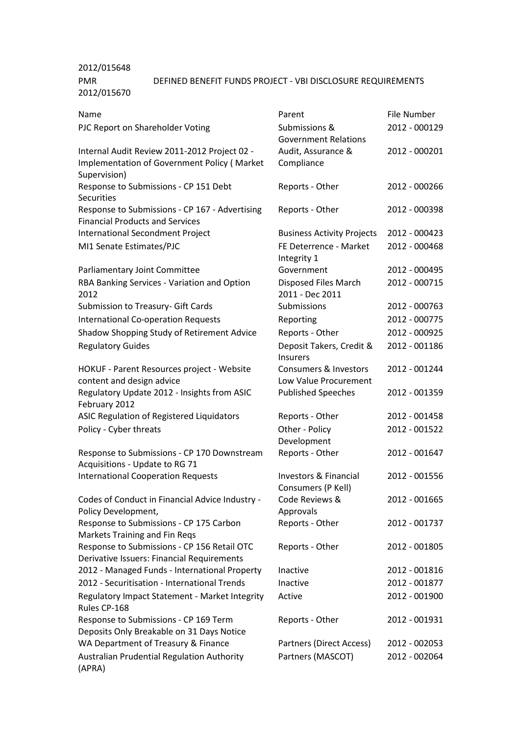2012/015648

PMR DEFINED BENEFIT FUNDS PROJECT - VBI DISCLOSURE REQUIREMENTS

2012/015670

| Name | Parent | File Number |
|---|---|---|
| PJC Report on Shareholder Voting | Submissions & Government Relations | 2012 - 000129 |
| Internal Audit Review 2011-2012 Project 02 - Implementation of Government Policy ( Market Supervision) | Audit, Assurance & Compliance | 2012 - 000201 |
| Response to Submissions - CP 151 Debt Securities | Reports - Other | 2012 - 000266 |
| Response to Submissions - CP 167 - Advertising Financial Products and Services | Reports - Other | 2012 - 000398 |
| International Secondment Project | Business Activity Projects | 2012 - 000423 |
| MI1 Senate Estimates/PJC | FE Deterrence - Market Integrity 1 | 2012 - 000468 |
| Parliamentary Joint Committee | Government | 2012 - 000495 |
| RBA Banking Services - Variation and Option 2012 | Disposed Files March 2011 - Dec 2011 | 2012 - 000715 |
| Submission to Treasury- Gift Cards | Submissions | 2012 - 000763 |
| International Co-operation Requests | Reporting | 2012 - 000775 |
| Shadow Shopping Study of Retirement Advice | Reports - Other | 2012 - 000925 |
| Regulatory Guides | Deposit Takers, Credit & Insurers | 2012 - 001186 |
| HOKUF - Parent Resources project - Website content and design advice | Consumers & Investors Low Value Procurement | 2012 - 001244 |
| Regulatory Update 2012 - Insights from ASIC February 2012 | Published Speeches | 2012 - 001359 |
| ASIC Regulation of Registered Liquidators | Reports - Other | 2012 - 001458 |
| Policy - Cyber threats | Other - Policy Development | 2012 - 001522 |
| Response to Submissions - CP 170 Downstream Acquisitions - Update to RG 71 | Reports - Other | 2012 - 001647 |
| International Cooperation Requests | Investors & Financial Consumers (P Kell) | 2012 - 001556 |
| Codes of Conduct in Financial Advice Industry - Policy Development, | Code Reviews & Approvals | 2012 - 001665 |
| Response to Submissions - CP 175 Carbon Markets Training and Fin Reqs | Reports - Other | 2012 - 001737 |
| Response to Submissions - CP 156 Retail OTC Derivative Issuers: Financial Requirements | Reports - Other | 2012 - 001805 |
| 2012 - Managed Funds - International Property | Inactive | 2012 - 001816 |
| 2012 - Securitisation - International Trends | Inactive | 2012 - 001877 |
| Regulatory Impact Statement - Market Integrity Rules CP-168 | Active | 2012 - 001900 |
| Response to Submissions - CP 169 Term Deposits Only Breakable on 31 Days Notice | Reports - Other | 2012 - 001931 |
| WA Department of Treasury & Finance | Partners (Direct Access) | 2012 - 002053 |
| Australian Prudential Regulation Authority (APRA) | Partners (MASCOT) | 2012 - 002064 |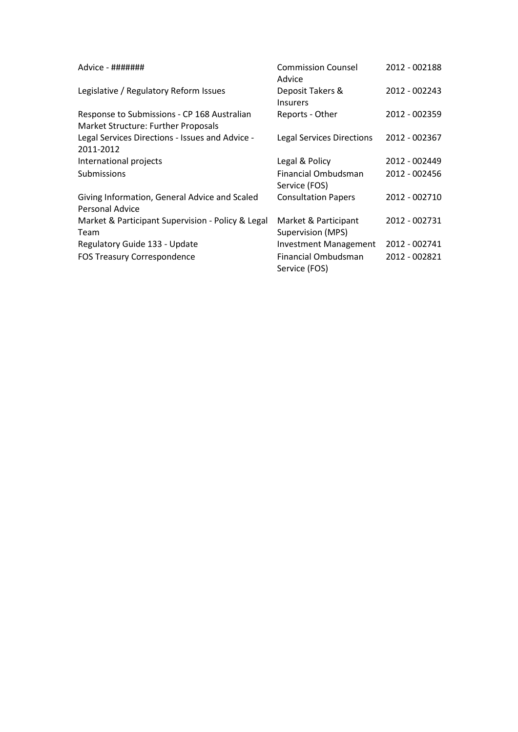| | | |
|---|---|---|
| Advice - ####### | Commission Counsel Advice | 2012 - 002188 |
| Legislative / Regulatory Reform Issues | Deposit Takers & Insurers | 2012 - 002243 |
| Response to Submissions - CP 168 Australian Market Structure: Further Proposals | Reports - Other | 2012 - 002359 |
| Legal Services Directions - Issues and Advice - 2011-2012 | Legal Services Directions | 2012 - 002367 |
| International projects | Legal & Policy | 2012 - 002449 |
| Submissions | Financial Ombudsman Service (FOS) | 2012 - 002456 |
| Giving Information, General Advice and Scaled Personal Advice | Consultation Papers | 2012 - 002710 |
| Market & Participant Supervision - Policy & Legal Team | Market & Participant Supervision (MPS) | 2012 - 002731 |
| Regulatory Guide 133 - Update | Investment Management | 2012 - 002741 |
| FOS Treasury Correspondence | Financial Ombudsman Service (FOS) | 2012 - 002821 |